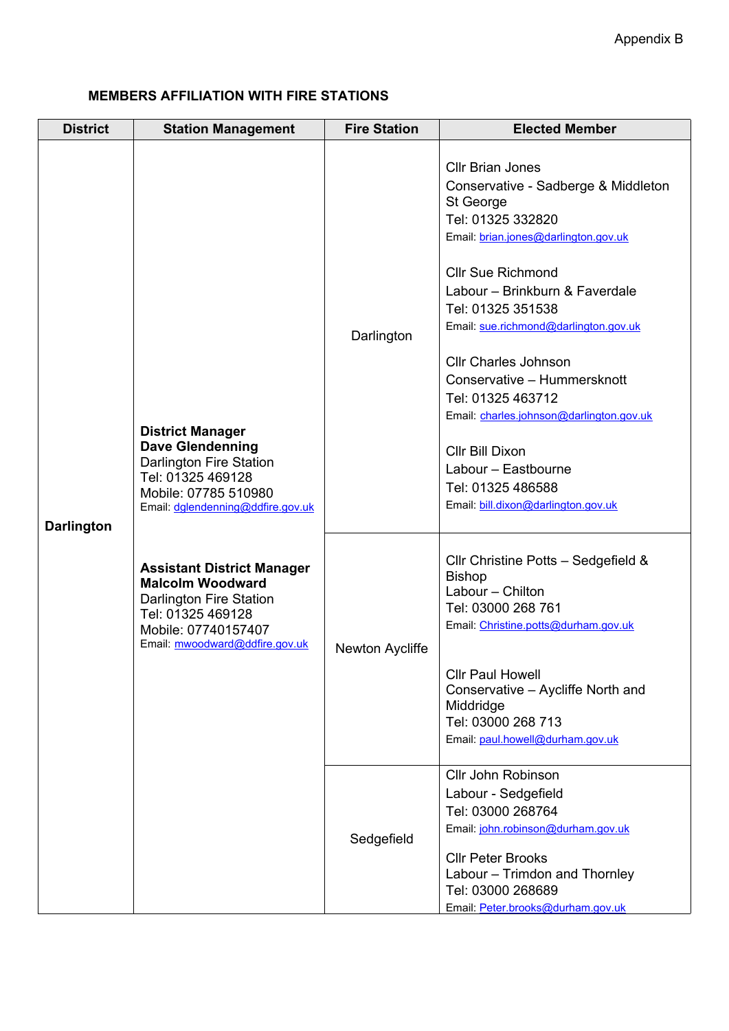Appendix B

**MEMBERS AFFILIATION WITH FIRE STATIONS**

| District | Station Management | Fire Station | Elected Member |
|---|---|---|---|
| **Darlington** | **District Manager**<br>**Dave Glendenning**<br>Darlington Fire Station<br>Tel: 01325 469128<br>Mobile: 07785 510980<br>Email: dglendenning@ddfire.gov.uk<br><br>**Assistant District Manager**<br>**Malcolm Woodward**<br>Darlington Fire Station<br>Tel: 01325 469128<br>Mobile: 07740157407<br>Email: mwoodward@ddfire.gov.uk | Darlington | Cllr Brian Jones<br>Conservative - Sadberge & Middleton St George<br>Tel: 01325 332820<br>Email: brian.jones@darlington.gov.uk<br><br>Cllr Sue Richmond<br>Labour – Brinkburn & Faverdale<br>Tel: 01325 351538<br>Email: sue.richmond@darlington.gov.uk<br><br>Cllr Charles Johnson<br>Conservative – Hummersknott<br>Tel: 01325 463712<br>Email: charles.johnson@darlington.gov.uk<br><br>Cllr Bill Dixon<br>Labour – Eastbourne<br>Tel: 01325 486588<br>Email: bill.dixon@darlington.gov.uk |
| | | Newton Aycliffe | Cllr Christine Potts – Sedgefield & Bishop<br>Labour – Chilton<br>Tel: 03000 268 761<br>Email: Christine.potts@durham.gov.uk<br><br>Cllr Paul Howell<br>Conservative – Aycliffe North and Middridge<br>Tel: 03000 268 713<br>Email: paul.howell@durham.gov.uk |
| | | Sedgefield | Cllr John Robinson<br>Labour - Sedgefield<br>Tel: 03000 268764<br>Email: john.robinson@durham.gov.uk<br><br>Cllr Peter Brooks<br>Labour – Trimdon and Thornley<br>Tel: 03000 268689<br>Email: Peter.brooks@durham.gov.uk |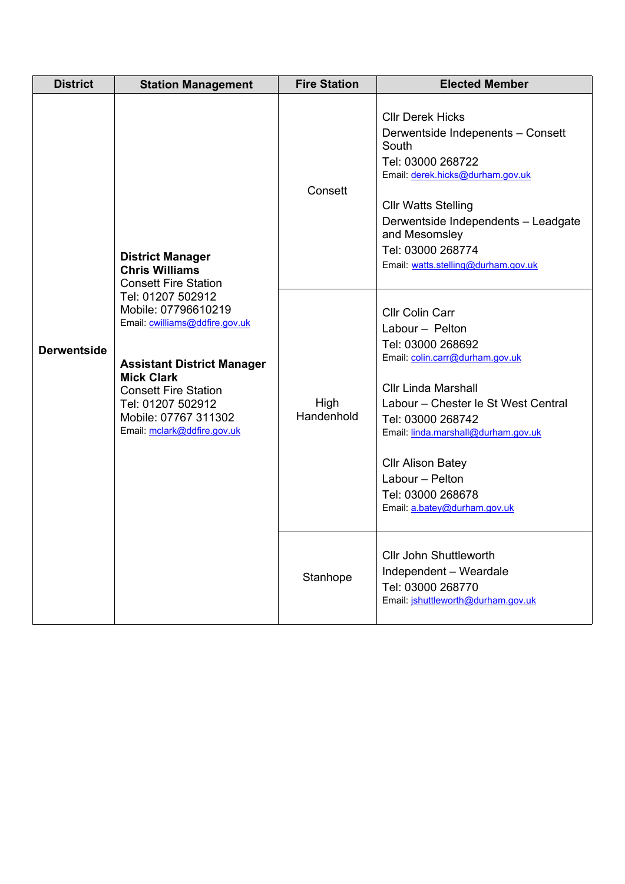| District | Station Management | Fire Station | Elected Member |
| --- | --- | --- | --- |
| **Derwentside** | **District Manager**<br>**Chris Williams**<br>Consett Fire Station<br>Tel: 01207 502912<br>Mobile: 07796610219<br>Email: cwilliams@ddfire.gov.uk<br><br>**Assistant District Manager**<br>**Mick Clark**<br>Consett Fire Station<br>Tel: 01207 502912<br>Mobile: 07767 311302<br>Email: mclark@ddfire.gov.uk | Consett | Cllr Derek Hicks<br>Derwentside Indepenents – Consett South<br>Tel: 03000 268722<br>Email: derek.hicks@durham.gov.uk<br><br>Cllr Watts Stelling<br>Derwentside Independents – Leadgate and Mesomsley<br>Tel: 03000 268774<br>Email: watts.stelling@durham.gov.uk |
| | | High Handenhold | Cllr Colin Carr<br>Labour – Pelton<br>Tel: 03000 268692<br>Email: colin.carr@durham.gov.uk<br><br>Cllr Linda Marshall<br>Labour – Chester le St West Central<br>Tel: 03000 268742<br>Email: linda.marshall@durham.gov.uk<br><br>Cllr Alison Batey<br>Labour – Pelton<br>Tel: 03000 268678<br>Email: a.batey@durham.gov.uk |
| | | Stanhope | Cllr John Shuttleworth<br>Independent – Weardale<br>Tel: 03000 268770<br>Email: jshuttleworth@durham.gov.uk |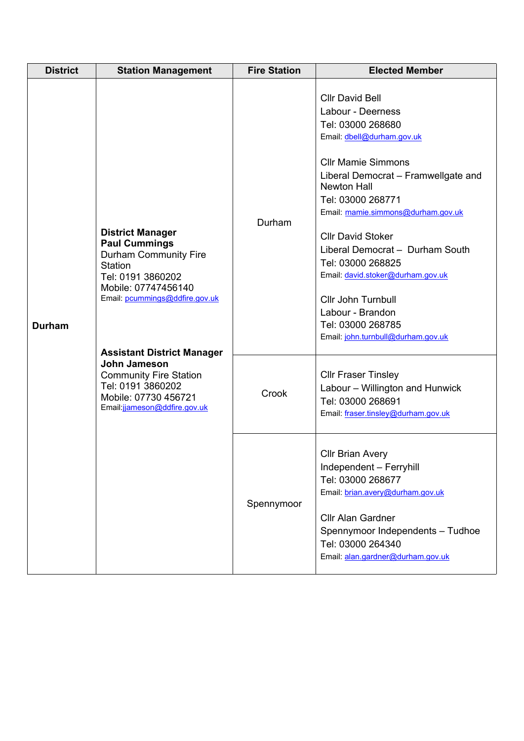| District | Station Management | Fire Station | Elected Member |
|---|---|---|---|
| **Durham** | **District Manager**<br>**Paul Cummings**<br>Durham Community Fire Station<br>Tel: 0191 3860202<br>Mobile: 07747456140<br>Email: pcummings@ddfire.gov.uk<br><br>**Assistant District Manager**<br>**John Jameson**<br>Community Fire Station<br>Tel: 0191 3860202<br>Mobile: 07730 456721<br>Email:jjameson@ddfire.gov.uk | Durham | Cllr David Bell<br>Labour - Deerness<br>Tel: 03000 268680<br>Email: dbell@durham.gov.uk<br><br>Cllr Mamie Simmons<br>Liberal Democrat – Framwellgate and Newton Hall<br>Tel: 03000 268771<br>Email: mamie.simmons@durham.gov.uk<br><br>Cllr David Stoker<br>Liberal Democrat – Durham South<br>Tel: 03000 268825<br>Email: david.stoker@durham.gov.uk<br><br>Cllr John Turnbull<br>Labour - Brandon<br>Tel: 03000 268785<br>Email: john.turnbull@durham.gov.uk |
| | | Crook | Cllr Fraser Tinsley<br>Labour – Willington and Hunwick<br>Tel: 03000 268691<br>Email: fraser.tinsley@durham.gov.uk |
| | | Spennymoor | Cllr Brian Avery<br>Independent – Ferryhill<br>Tel: 03000 268677<br>Email: brian.avery@durham.gov.uk<br><br>Cllr Alan Gardner<br>Spennymoor Independents – Tudhoe<br>Tel: 03000 264340<br>Email: alan.gardner@durham.gov.uk |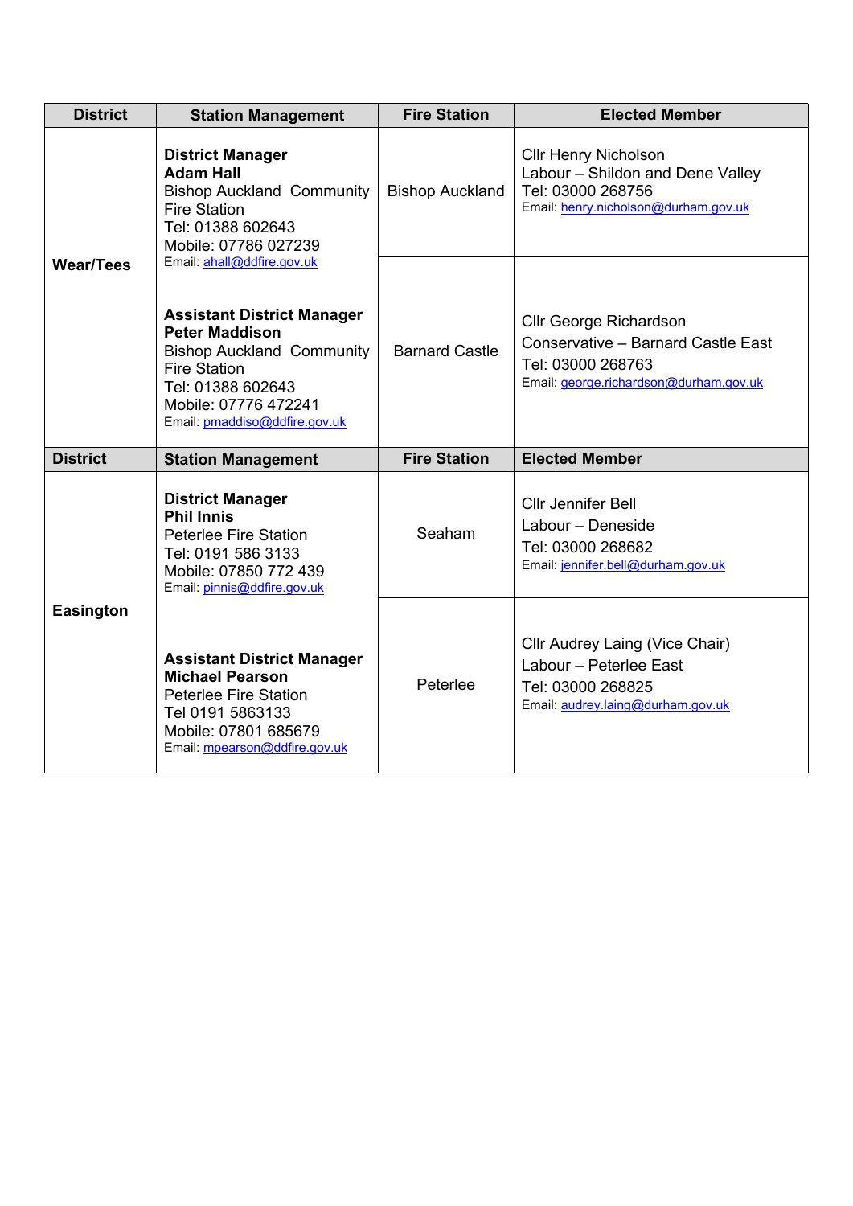| District | Station Management | Fire Station | Elected Member |
|---|---|---|---|
| Wear/Tees | **District Manager** **Adam Hall** Bishop Auckland Community Fire Station Tel: 01388 602643 Mobile: 07786 027239 Email: ahall@ddfire.gov.uk | Bishop Auckland | Cllr Henry Nicholson Labour – Shildon and Dene Valley Tel: 03000 268756 Email: henry.nicholson@durham.gov.uk |
| | **Assistant District Manager** **Peter Maddison** Bishop Auckland Community Fire Station Tel: 01388 602643 Mobile: 07776 472241 Email: pmaddiso@ddfire.gov.uk | Barnard Castle | Cllr George Richardson Conservative – Barnard Castle East Tel: 03000 268763 Email: george.richardson@durham.gov.uk |
| **District** | **Station Management** | **Fire Station** | **Elected Member** |
| Easington | **District Manager** **Phil Innis** Peterlee Fire Station Tel: 0191 586 3133 Mobile: 07850 772 439 Email: pinnis@ddfire.gov.uk | Seaham | Cllr Jennifer Bell Labour – Deneside Tel: 03000 268682 Email: jennifer.bell@durham.gov.uk |
| | **Assistant District Manager** **Michael Pearson** Peterlee Fire Station Tel 0191 5863133 Mobile: 07801 685679 Email: mpearson@ddfire.gov.uk | Peterlee | Cllr Audrey Laing (Vice Chair) Labour – Peterlee East Tel: 03000 268825 Email: audrey.laing@durham.gov.uk |